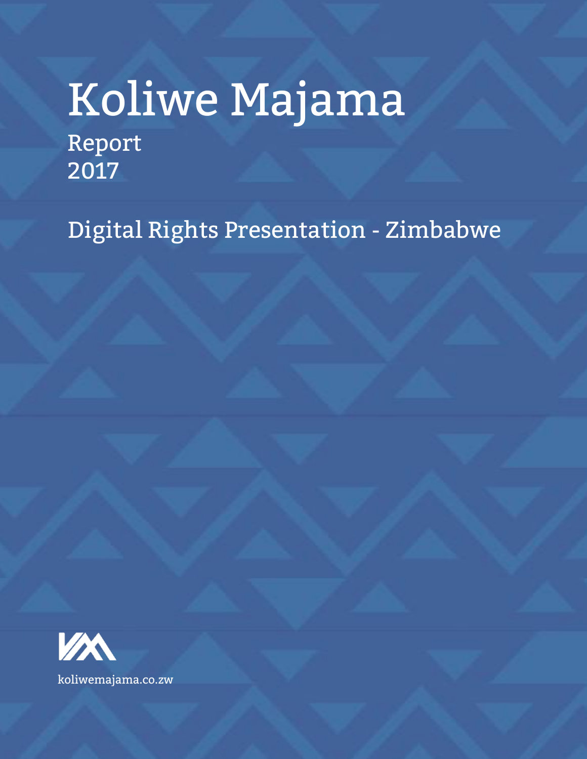# Koliwe Majama

Report
2017

## Digital Rights Presentation - Zimbabwe

koliwemajama.co.zw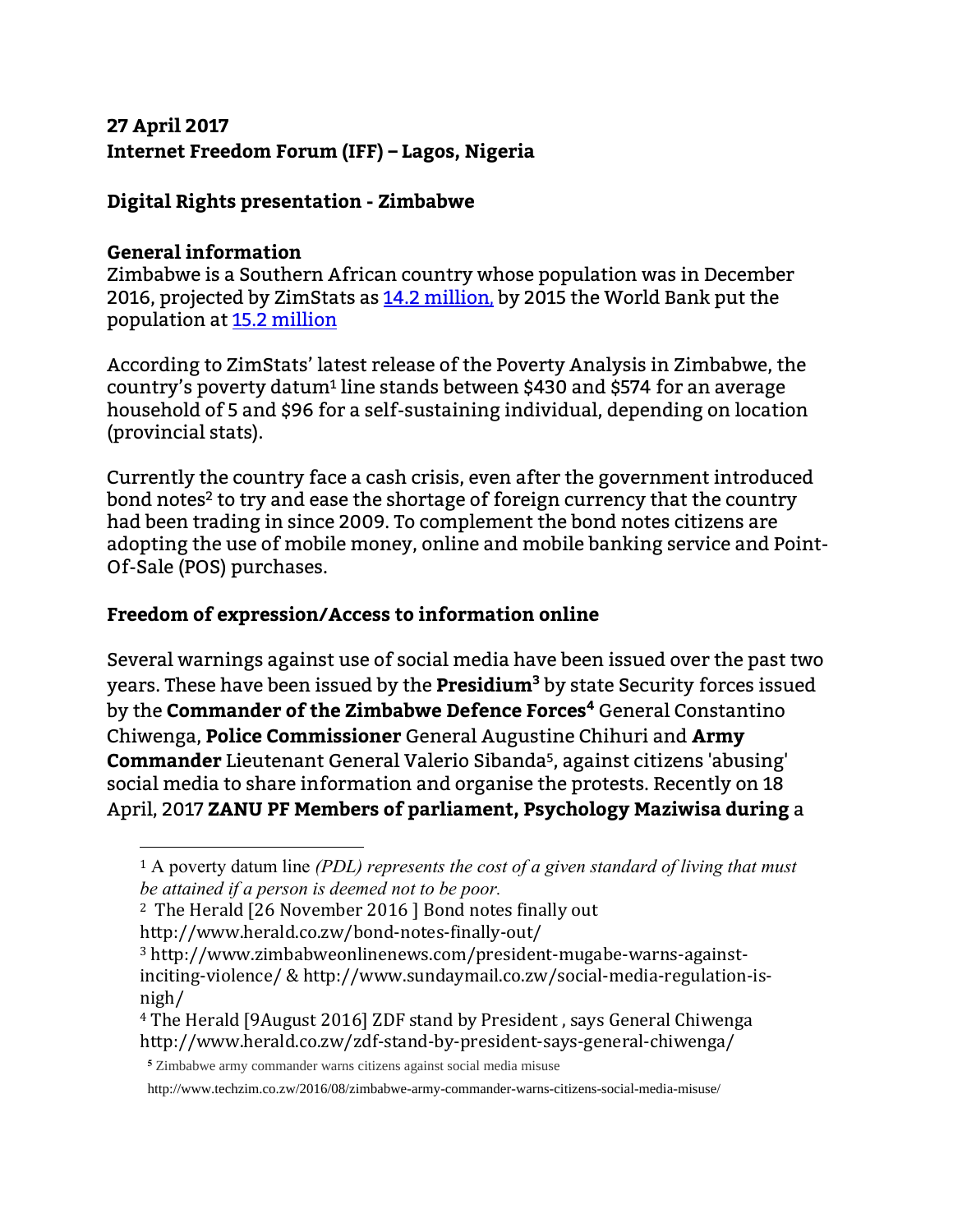**27 April 2017**
**Internet Freedom Forum (IFF) – Lagos, Nigeria**

## Digital Rights presentation - Zimbabwe

### General information

Zimbabwe is a Southern African country whose population was in December 2016, projected by ZimStats as [14.2 million,](#) by 2015 the World Bank put the population at [15.2 million](#)

According to ZimStats' latest release of the Poverty Analysis in Zimbabwe, the country's poverty datum[1] line stands between $430 and $574 for an average household of 5 and $96 for a self-sustaining individual, depending on location (provincial stats).

Currently the country face a cash crisis, even after the government introduced bond notes[2] to try and ease the shortage of foreign currency that the country had been trading in since 2009. To complement the bond notes citizens are adopting the use of mobile money, online and mobile banking service and Point-Of-Sale (POS) purchases.

### Freedom of expression/Access to information online

Several warnings against use of social media have been issued over the past two years. These have been issued by the **Presidium[3]** by state Security forces issued by the **Commander of the Zimbabwe Defence Forces[4]** General Constantino Chiwenga, **Police Commissioner** General Augustine Chihuri and **Army Commander** Lieutenant General Valerio Sibanda[5], against citizens 'abusing' social media to share information and organise the protests. Recently on 18 April, 2017 **ZANU PF Members of parliament, Psychology Maziwisa during** a

---

[1] A poverty datum line *(PDL) represents the cost of a given standard of living that must be attained if a person is deemed not to be poor.*

[2] The Herald [26 November 2016 ] Bond notes finally out http://www.herald.co.zw/bond-notes-finally-out/

[3] http://www.zimbabweonlinenews.com/president-mugabe-warns-against-inciting-violence/ & http://www.sundaymail.co.zw/social-media-regulation-is-nigh/

[4] The Herald [9August 2016] ZDF stand by President , says General Chiwenga http://www.herald.co.zw/zdf-stand-by-president-says-general-chiwenga/

[5] Zimbabwe army commander warns citizens against social media misuse http://www.techzim.co.zw/2016/08/zimbabwe-army-commander-warns-citizens-social-media-misuse/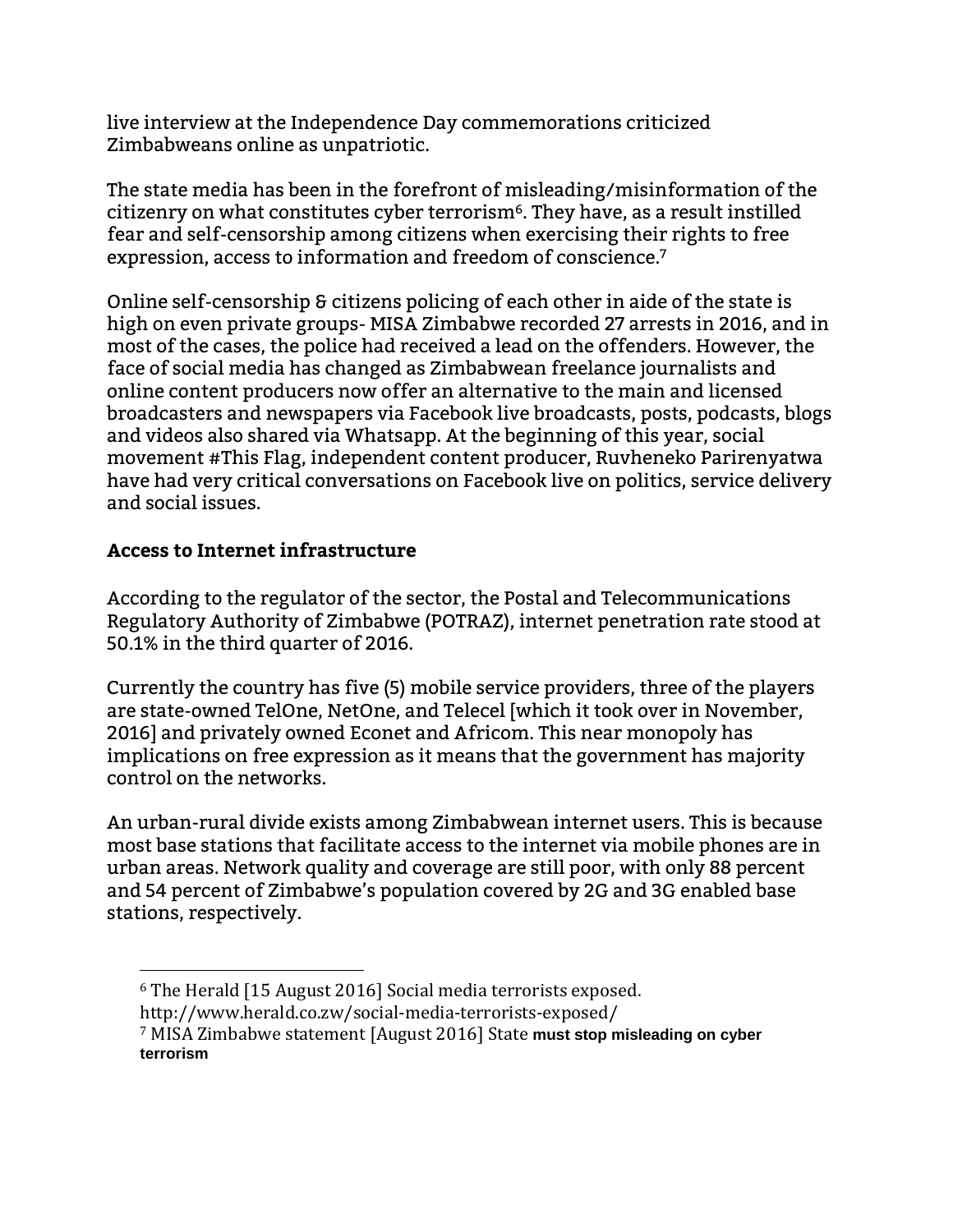live interview at the Independence Day commemorations criticized Zimbabweans online as unpatriotic.

The state media has been in the forefront of misleading/misinformation of the citizenry on what constitutes cyber terrorism[6]. They have, as a result instilled fear and self-censorship among citizens when exercising their rights to free expression, access to information and freedom of conscience.[7]

Online self-censorship & citizens policing of each other in aide of the state is high on even private groups- MISA Zimbabwe recorded 27 arrests in 2016, and in most of the cases, the police had received a lead on the offenders. However, the face of social media has changed as Zimbabwean freelance journalists and online content producers now offer an alternative to the main and licensed broadcasters and newspapers via Facebook live broadcasts, posts, podcasts, blogs and videos also shared via Whatsapp. At the beginning of this year, social movement #This Flag, independent content producer, Ruvheneko Parirenyatwa have had very critical conversations on Facebook live on politics, service delivery and social issues.

## Access to Internet infrastructure

According to the regulator of the sector, the Postal and Telecommunications Regulatory Authority of Zimbabwe (POTRAZ), internet penetration rate stood at 50.1% in the third quarter of 2016.

Currently the country has five (5) mobile service providers, three of the players are state-owned TelOne, NetOne, and Telecel [which it took over in November, 2016] and privately owned Econet and Africom. This near monopoly has implications on free expression as it means that the government has majority control on the networks.

An urban-rural divide exists among Zimbabwean internet users. This is because most base stations that facilitate access to the internet via mobile phones are in urban areas. Network quality and coverage are still poor, with only 88 percent and 54 percent of Zimbabwe's population covered by 2G and 3G enabled base stations, respectively.

---

[6] The Herald [15 August 2016] Social media terrorists exposed. http://www.herald.co.zw/social-media-terrorists-exposed/

[7] MISA Zimbabwe statement [August 2016] State **must stop misleading on cyber terrorism**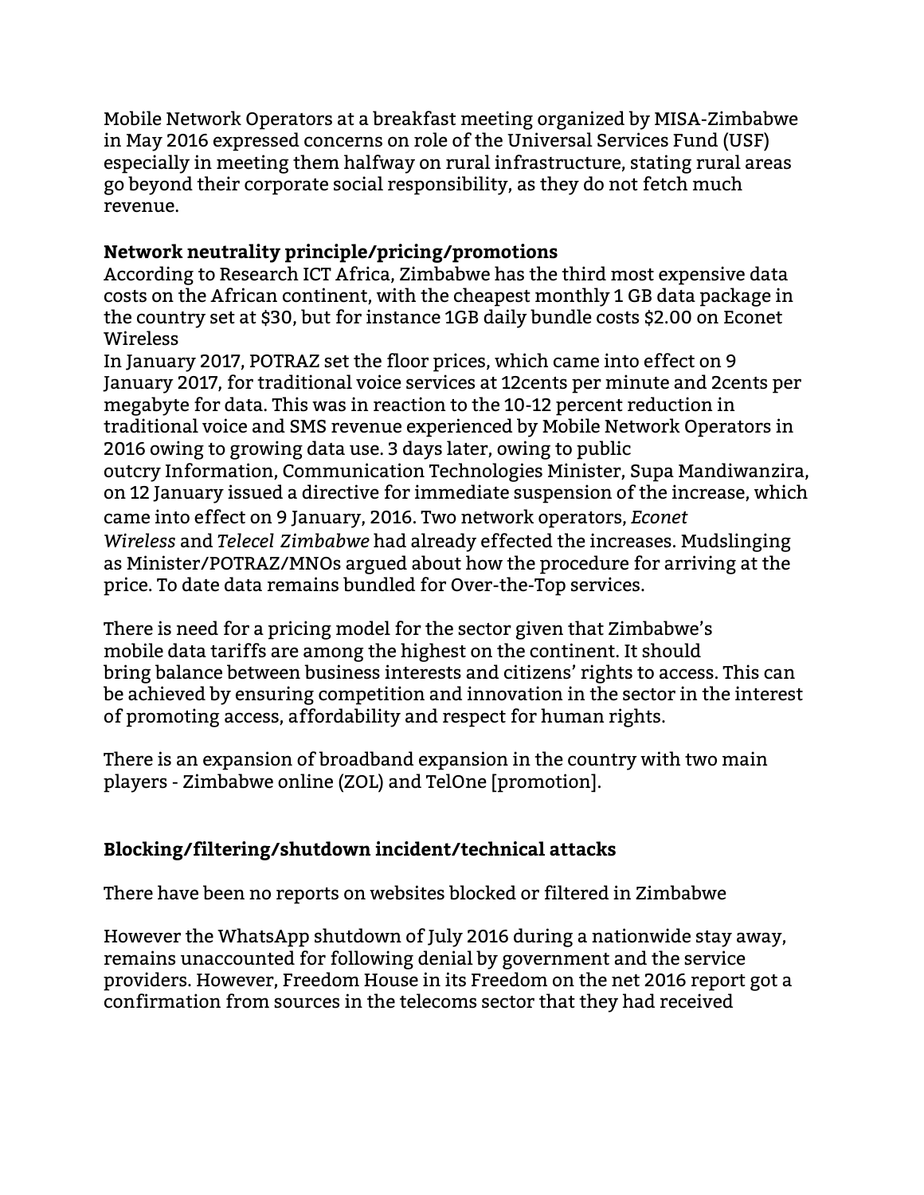Mobile Network Operators at a breakfast meeting organized by MISA-Zimbabwe in May 2016 expressed concerns on role of the Universal Services Fund (USF) especially in meeting them halfway on rural infrastructure, stating rural areas go beyond their corporate social responsibility, as they do not fetch much revenue.

**Network neutrality principle/pricing/promotions**

According to Research ICT Africa, Zimbabwe has the third most expensive data costs on the African continent, with the cheapest monthly 1 GB data package in the country set at $30, but for instance 1GB daily bundle costs $2.00 on Econet Wireless

In January 2017, POTRAZ set the floor prices, which came into effect on 9 January 2017, for traditional voice services at 12cents per minute and 2cents per megabyte for data. This was in reaction to the 10-12 percent reduction in traditional voice and SMS revenue experienced by Mobile Network Operators in 2016 owing to growing data use. 3 days later, owing to public outcry Information, Communication Technologies Minister, Supa Mandiwanzira, on 12 January issued a directive for immediate suspension of the increase, which came into effect on 9 January, 2016. Two network operators, *Econet Wireless* and *Telecel Zimbabwe* had already effected the increases. Mudslinging as Minister/POTRAZ/MNOs argued about how the procedure for arriving at the price. To date data remains bundled for Over-the-Top services.

There is need for a pricing model for the sector given that Zimbabwe's mobile data tariffs are among the highest on the continent. It should bring balance between business interests and citizens' rights to access. This can be achieved by ensuring competition and innovation in the sector in the interest of promoting access, affordability and respect for human rights.

There is an expansion of broadband expansion in the country with two main players - Zimbabwe online (ZOL) and TelOne [promotion].

**Blocking/filtering/shutdown incident/technical attacks**

There have been no reports on websites blocked or filtered in Zimbabwe

However the WhatsApp shutdown of July 2016 during a nationwide stay away, remains unaccounted for following denial by government and the service providers. However, Freedom House in its Freedom on the net 2016 report got a confirmation from sources in the telecoms sector that they had received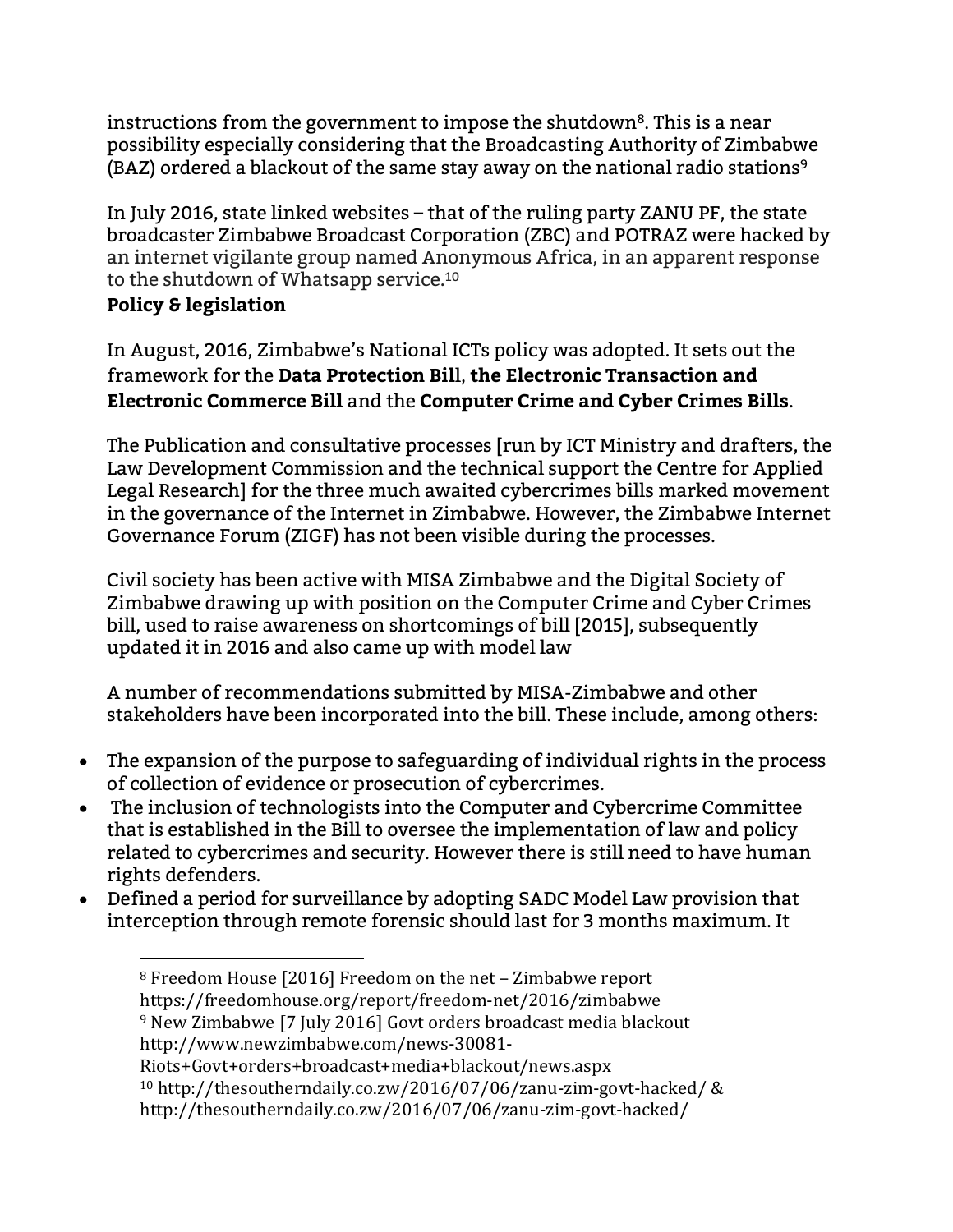instructions from the government to impose the shutdown[8]. This is a near possibility especially considering that the Broadcasting Authority of Zimbabwe (BAZ) ordered a blackout of the same stay away on the national radio stations[9]

In July 2016, state linked websites – that of the ruling party ZANU PF, the state broadcaster Zimbabwe Broadcast Corporation (ZBC) and POTRAZ were hacked by an internet vigilante group named Anonymous Africa, in an apparent response to the shutdown of Whatsapp service.[10]

**Policy & legislation**

In August, 2016, Zimbabwe's National ICTs policy was adopted. It sets out the framework for the **Data Protection Bil**l, **the Electronic Transaction and Electronic Commerce Bill** and the **Computer Crime and Cyber Crimes Bills**.

The Publication and consultative processes [run by ICT Ministry and drafters, the Law Development Commission and the technical support the Centre for Applied Legal Research] for the three much awaited cybercrimes bills marked movement in the governance of the Internet in Zimbabwe. However, the Zimbabwe Internet Governance Forum (ZIGF) has not been visible during the processes.

Civil society has been active with MISA Zimbabwe and the Digital Society of Zimbabwe drawing up with position on the Computer Crime and Cyber Crimes bill, used to raise awareness on shortcomings of bill [2015], subsequently updated it in 2016 and also came up with model law

A number of recommendations submitted by MISA-Zimbabwe and other stakeholders have been incorporated into the bill. These include, among others:

- The expansion of the purpose to safeguarding of individual rights in the process of collection of evidence or prosecution of cybercrimes.
- The inclusion of technologists into the Computer and Cybercrime Committee that is established in the Bill to oversee the implementation of law and policy related to cybercrimes and security. However there is still need to have human rights defenders.
- Defined a period for surveillance by adopting SADC Model Law provision that interception through remote forensic should last for 3 months maximum. It

---

[8] Freedom House [2016] Freedom on the net – Zimbabwe report https://freedomhouse.org/report/freedom-net/2016/zimbabwe

[9] New Zimbabwe [7 July 2016] Govt orders broadcast media blackout http://www.newzimbabwe.com/news-30081-Riots+Govt+orders+broadcast+media+blackout/news.aspx

[10] http://thesoutherndaily.co.zw/2016/07/06/zanu-zim-govt-hacked/ & http://thesoutherndaily.co.zw/2016/07/06/zanu-zim-govt-hacked/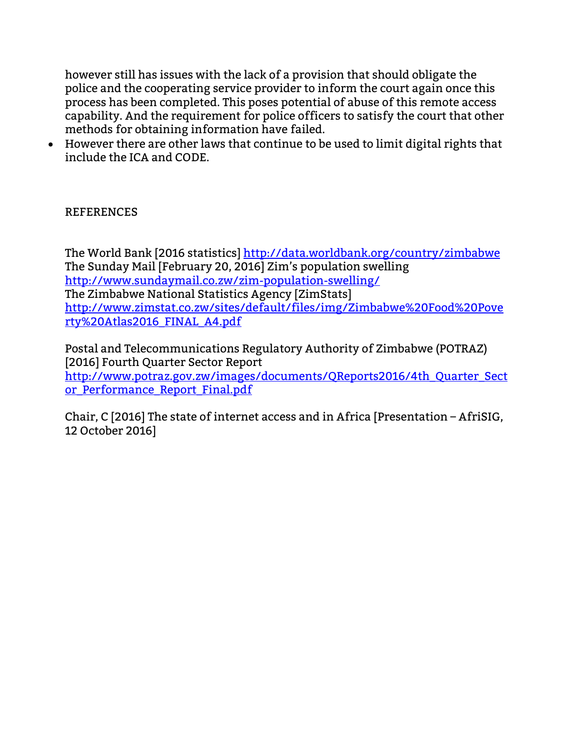however still has issues with the lack of a provision that should obligate the police and the cooperating service provider to inform the court again once this process has been completed. This poses potential of abuse of this remote access capability. And the requirement for police officers to satisfy the court that other methods for obtaining information have failed.

- However there are other laws that continue to be used to limit digital rights that include the ICA and CODE.

REFERENCES

The World Bank [2016 statistics] http://data.worldbank.org/country/zimbabwe
The Sunday Mail [February 20, 2016] Zim's population swelling http://www.sundaymail.co.zw/zim-population-swelling/
The Zimbabwe National Statistics Agency [ZimStats] http://www.zimstat.co.zw/sites/default/files/img/Zimbabwe%20Food%20Poverty%20Atlas2016_FINAL_A4.pdf

Postal and Telecommunications Regulatory Authority of Zimbabwe (POTRAZ) [2016] Fourth Quarter Sector Report http://www.potraz.gov.zw/images/documents/QReports2016/4th_Quarter_Sector_Performance_Report_Final.pdf

Chair, C [2016] The state of internet access and in Africa [Presentation – AfriSIG, 12 October 2016]